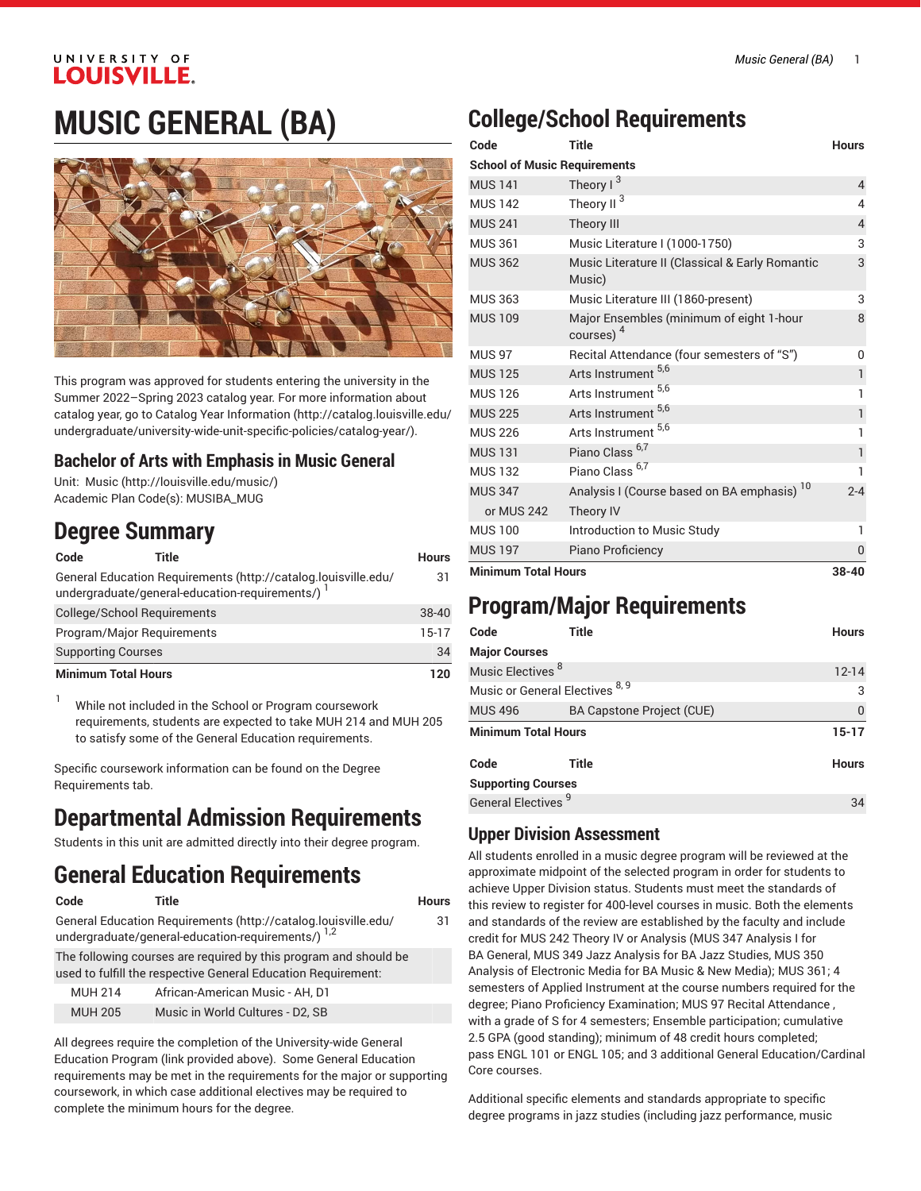# MUSIC GENERAL (BA)

This program was approved for students entering the university in the Summer 2022–Spring 2023 catalog year. For more information about catalog year, go to Catalog Year Information (http://catalog.louisville.edu/undergraduate/university-wide-unit-specific-policies/catalog-year/).

## Bachelor of Arts with Emphasis in Music General

Unit: Music (http://louisville.edu/music/)
Academic Plan Code(s): MUSIBA_MUG

## Degree Summary

| Code | Title | Hours |
|---|---|---|
| General Education Requirements (http://catalog.louisville.edu/undergraduate/general-education-requirements/) [1] | | 31 |
| College/School Requirements | | 38-40 |
| Program/Major Requirements | | 15-17 |
| Supporting Courses | | 34 |
| **Minimum Total Hours** | | **120** |

1. While not included in the School or Program coursework requirements, students are expected to take MUH 214 and MUH 205 to satisfy some of the General Education requirements.

Specific coursework information can be found on the Degree Requirements tab.

## Departmental Admission Requirements

Students in this unit are admitted directly into their degree program.

## General Education Requirements

| Code | Title | Hours |
|---|---|---|
| General Education Requirements (http://catalog.louisville.edu/undergraduate/general-education-requirements/) [1,2] | | 31 |
| The following courses are required by this program and should be used to fulfill the respective General Education Requirement: | | |
| MUH 214 | African-American Music - AH, D1 | |
| MUH 205 | Music in World Cultures - D2, SB | |

All degrees require the completion of the University-wide General Education Program (link provided above). Some General Education requirements may be met in the requirements for the major or supporting coursework, in which case additional electives may be required to complete the minimum hours for the degree.

## College/School Requirements

| Code | Title | Hours |
|---|---|---|
| **School of Music Requirements** | | |
| MUS 141 | Theory I [3] | 4 |
| MUS 142 | Theory II [3] | 4 |
| MUS 241 | Theory III | 4 |
| MUS 361 | Music Literature I (1000-1750) | 3 |
| MUS 362 | Music Literature II (Classical & Early Romantic Music) | 3 |
| MUS 363 | Music Literature III (1860-present) | 3 |
| MUS 109 | Major Ensembles (minimum of eight 1-hour courses) [4] | 8 |
| MUS 97 | Recital Attendance (four semesters of "S") | 0 |
| MUS 125 | Arts Instrument [5,6] | 1 |
| MUS 126 | Arts Instrument [5,6] | 1 |
| MUS 225 | Arts Instrument [5,6] | 1 |
| MUS 226 | Arts Instrument [5,6] | 1 |
| MUS 131 | Piano Class [6,7] | 1 |
| MUS 132 | Piano Class [6,7] | 1 |
| MUS 347 | Analysis I (Course based on BA emphasis) [10] | 2-4 |
| or MUS 242 | Theory IV | |
| MUS 100 | Introduction to Music Study | 1 |
| MUS 197 | Piano Proficiency | 0 |
| **Minimum Total Hours** | | **38-40** |

## Program/Major Requirements

| Code | Title | Hours |
|---|---|---|
| **Major Courses** | | |
| Music Electives [8] | | 12-14 |
| Music or General Electives [8,9] | | 3 |
| MUS 496 | BA Capstone Project (CUE) | 0 |
| **Minimum Total Hours** | | **15-17** |

| Code | Title | Hours |
|---|---|---|
| **Supporting Courses** | | |
| General Electives [9] | | 34 |

## Upper Division Assessment

All students enrolled in a music degree program will be reviewed at the approximate midpoint of the selected program in order for students to achieve Upper Division status. Students must meet the standards of this review to register for 400-level courses in music. Both the elements and standards of the review are established by the faculty and include credit for MUS 242 Theory IV or Analysis (MUS 347 Analysis I for BA General, MUS 349 Jazz Analysis for BA Jazz Studies, MUS 350 Analysis of Electronic Media for BA Music & New Media); MUS 361; 4 semesters of Applied Instrument at the course numbers required for the degree; Piano Proficiency Examination; MUS 97 Recital Attendance , with a grade of S for 4 semesters; Ensemble participation; cumulative 2.5 GPA (good standing); minimum of 48 credit hours completed; pass ENGL 101 or ENGL 105; and 3 additional General Education/Cardinal Core courses.

Additional specific elements and standards appropriate to specific degree programs in jazz studies (including jazz performance, music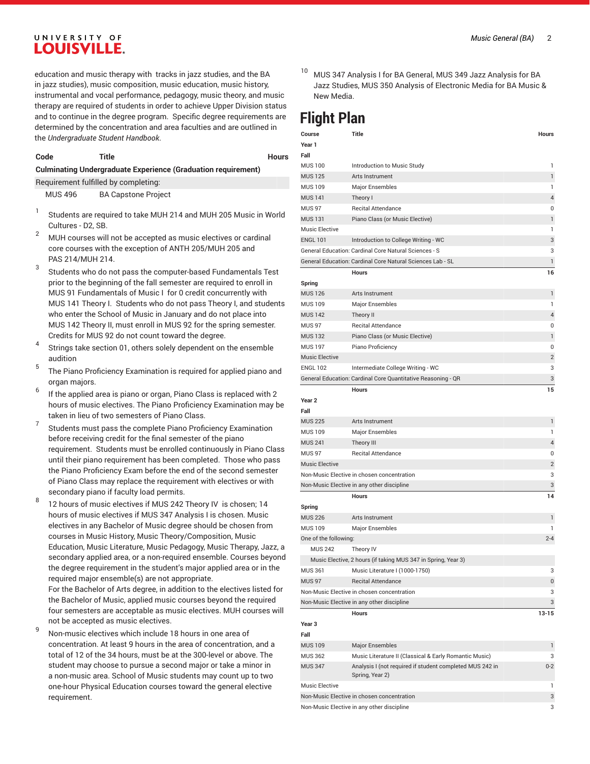education and music therapy with tracks in jazz studies, and the BA in jazz studies), music composition, music education, music history, instrumental and vocal performance, pedagogy, music theory, and music therapy are required of students in order to achieve Upper Division status and to continue in the degree program. Specific degree requirements are determined by the concentration and area faculties and are outlined in the *Undergraduate Student Handbook*.

| Code | Title | Hours |
|---|---|---|
| **Culminating Undergraduate Experience (Graduation requirement)** | | |
| Requirement fulfilled by completing: | | |
| MUS 496 | BA Capstone Project | |

1. Students are required to take MUH 214 and MUH 205 Music in World Cultures - D2, SB.
2. MUH courses will not be accepted as music electives or cardinal core courses with the exception of ANTH 205/MUH 205 and PAS 214/MUH 214.
3. Students who do not pass the computer-based Fundamentals Test prior to the beginning of the fall semester are required to enroll in MUS 91 Fundamentals of Music I for 0 credit concurrently with MUS 141 Theory I. Students who do not pass Theory I, and students who enter the School of Music in January and do not place into MUS 142 Theory II, must enroll in MUS 92 for the spring semester. Credits for MUS 92 do not count toward the degree.
4. Strings take section 01, others solely dependent on the ensemble audition
5. The Piano Proficiency Examination is required for applied piano and organ majors.
6. If the applied area is piano or organ, Piano Class is replaced with 2 hours of music electives. The Piano Proficiency Examination may be taken in lieu of two semesters of Piano Class.
7. Students must pass the complete Piano Proficiency Examination before receiving credit for the final semester of the piano requirement. Students must be enrolled continuously in Piano Class until their piano requirement has been completed. Those who pass the Piano Proficiency Exam before the end of the second semester of Piano Class may replace the requirement with electives or with secondary piano if faculty load permits.
8. 12 hours of music electives if MUS 242 Theory IV is chosen; 14 hours of music electives if MUS 347 Analysis I is chosen. Music electives in any Bachelor of Music degree should be chosen from courses in Music History, Music Theory/Composition, Music Education, Music Literature, Music Pedagogy, Music Therapy, Jazz, a secondary applied area, or a non-required ensemble. Courses beyond the degree requirement in the student's major applied area or in the required major ensemble(s) are not appropriate.
   For the Bachelor of Arts degree, in addition to the electives listed for the Bachelor of Music, applied music courses beyond the required four semesters are acceptable as music electives. MUH courses will not be accepted as music electives.
9. Non-music electives which include 18 hours in one area of concentration. At least 9 hours in the area of concentration, and a total of 12 of the 34 hours, must be at the 300-level or above. The student may choose to pursue a second major or take a minor in a non-music area. School of Music students may count up to two one-hour Physical Education courses toward the general elective requirement.
10. MUS 347 Analysis I for BA General, MUS 349 Jazz Analysis for BA Jazz Studies, MUS 350 Analysis of Electronic Media for BA Music & New Media.

# Flight Plan

| Course | Title | Hours |
|---|---|---|
| **Year 1** | | |
| **Fall** | | |
| MUS 100 | Introduction to Music Study | 1 |
| MUS 125 | Arts Instrument | 1 |
| MUS 109 | Major Ensembles | 1 |
| MUS 141 | Theory I | 4 |
| MUS 97 | Recital Attendance | 0 |
| MUS 131 | Piano Class (or Music Elective) | 1 |
| Music Elective | | 1 |
| ENGL 101 | Introduction to College Writing - WC | 3 |
| General Education: Cardinal Core Natural Sciences - S | | 3 |
| General Education: Cardinal Core Natural Sciences Lab - SL | | 1 |
| | **Hours** | **16** |
| **Spring** | | |
| MUS 126 | Arts Instrument | 1 |
| MUS 109 | Major Ensembles | 1 |
| MUS 142 | Theory II | 4 |
| MUS 97 | Recital Attendance | 0 |
| MUS 132 | Piano Class (or Music Elective) | 1 |
| MUS 197 | Piano Proficiency | 0 |
| Music Elective | | 2 |
| ENGL 102 | Intermediate College Writing - WC | 3 |
| General Education: Cardinal Core Quantitative Reasoning - QR | | 3 |
| | **Hours** | **15** |
| **Year 2** | | |
| **Fall** | | |
| MUS 225 | Arts Instrument | 1 |
| MUS 109 | Major Ensembles | 1 |
| MUS 241 | Theory III | 4 |
| MUS 97 | Recital Attendance | 0 |
| Music Elective | | 2 |
| Non-Music Elective in chosen concentration | | 3 |
| Non-Music Elective in any other discipline | | 3 |
| | **Hours** | **14** |
| **Spring** | | |
| MUS 226 | Arts Instrument | 1 |
| MUS 109 | Major Ensembles | 1 |
| One of the following: | | 2-4 |
| MUS 242 | Theory IV | |
| Music Elective, 2 hours (if taking MUS 347 in Spring, Year 3) | | |
| MUS 361 | Music Literature I (1000-1750) | 3 |
| MUS 97 | Recital Attendance | 0 |
| Non-Music Elective in chosen concentration | | 3 |
| Non-Music Elective in any other discipline | | 3 |
| | **Hours** | **13-15** |
| **Year 3** | | |
| **Fall** | | |
| MUS 109 | Major Ensembles | 1 |
| MUS 362 | Music Literature II (Classical & Early Romantic Music) | 3 |
| MUS 347 | Analysis I (not required if student completed MUS 242 in Spring, Year 2) | 0-2 |
| Music Elective | | 1 |
| Non-Music Elective in chosen concentration | | 3 |
| Non-Music Elective in any other discipline | | 3 |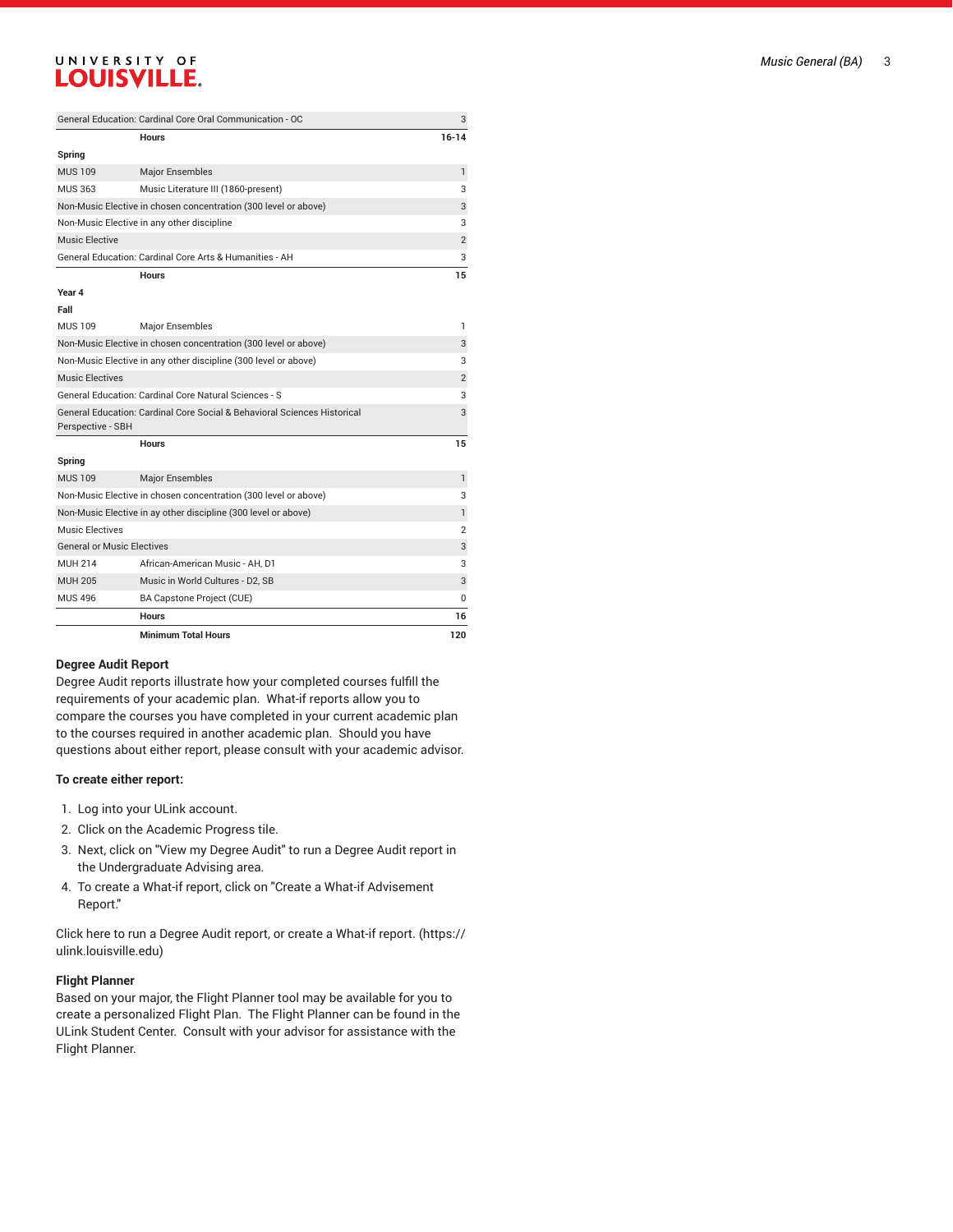| | | |
|---|---|---|
| General Education: Cardinal Core Oral Communication - OC | | 3 |
| | **Hours** | **16-14** |
| **Spring** | | |
| MUS 109 | Major Ensembles | 1 |
| MUS 363 | Music Literature III (1860-present) | 3 |
| Non-Music Elective in chosen concentration (300 level or above) | | 3 |
| Non-Music Elective in any other discipline | | 3 |
| Music Elective | | 2 |
| General Education: Cardinal Core Arts & Humanities - AH | | 3 |
| | **Hours** | **15** |
| **Year 4** | | |
| **Fall** | | |
| MUS 109 | Major Ensembles | 1 |
| Non-Music Elective in chosen concentration (300 level or above) | | 3 |
| Non-Music Elective in any other discipline (300 level or above) | | 3 |
| Music Electives | | 2 |
| General Education: Cardinal Core Natural Sciences - S | | 3 |
| General Education: Cardinal Core Social & Behavioral Sciences Historical Perspective - SBH | | 3 |
| | **Hours** | **15** |
| **Spring** | | |
| MUS 109 | Major Ensembles | 1 |
| Non-Music Elective in chosen concentration (300 level or above) | | 3 |
| Non-Music Elective in ay other discipline (300 level or above) | | 1 |
| Music Electives | | 2 |
| General or Music Electives | | 3 |
| MUH 214 | African-American Music - AH, D1 | 3 |
| MUH 205 | Music in World Cultures - D2, SB | 3 |
| MUS 496 | BA Capstone Project (CUE) | 0 |
| | **Hours** | **16** |
| | **Minimum Total Hours** | **120** |

### Degree Audit Report

Degree Audit reports illustrate how your completed courses fulfill the requirements of your academic plan. What-if reports allow you to compare the courses you have completed in your current academic plan to the courses required in another academic plan. Should you have questions about either report, please consult with your academic advisor.

**To create either report:**

1. Log into your ULink account.
2. Click on the Academic Progress tile.
3. Next, click on "View my Degree Audit" to run a Degree Audit report in the Undergraduate Advising area.
4. To create a What-if report, click on "Create a What-if Advisement Report."

Click here to run a Degree Audit report, or create a What-if report. (https://ulink.louisville.edu)

### Flight Planner

Based on your major, the Flight Planner tool may be available for you to create a personalized Flight Plan. The Flight Planner can be found in the ULink Student Center. Consult with your advisor for assistance with the Flight Planner.